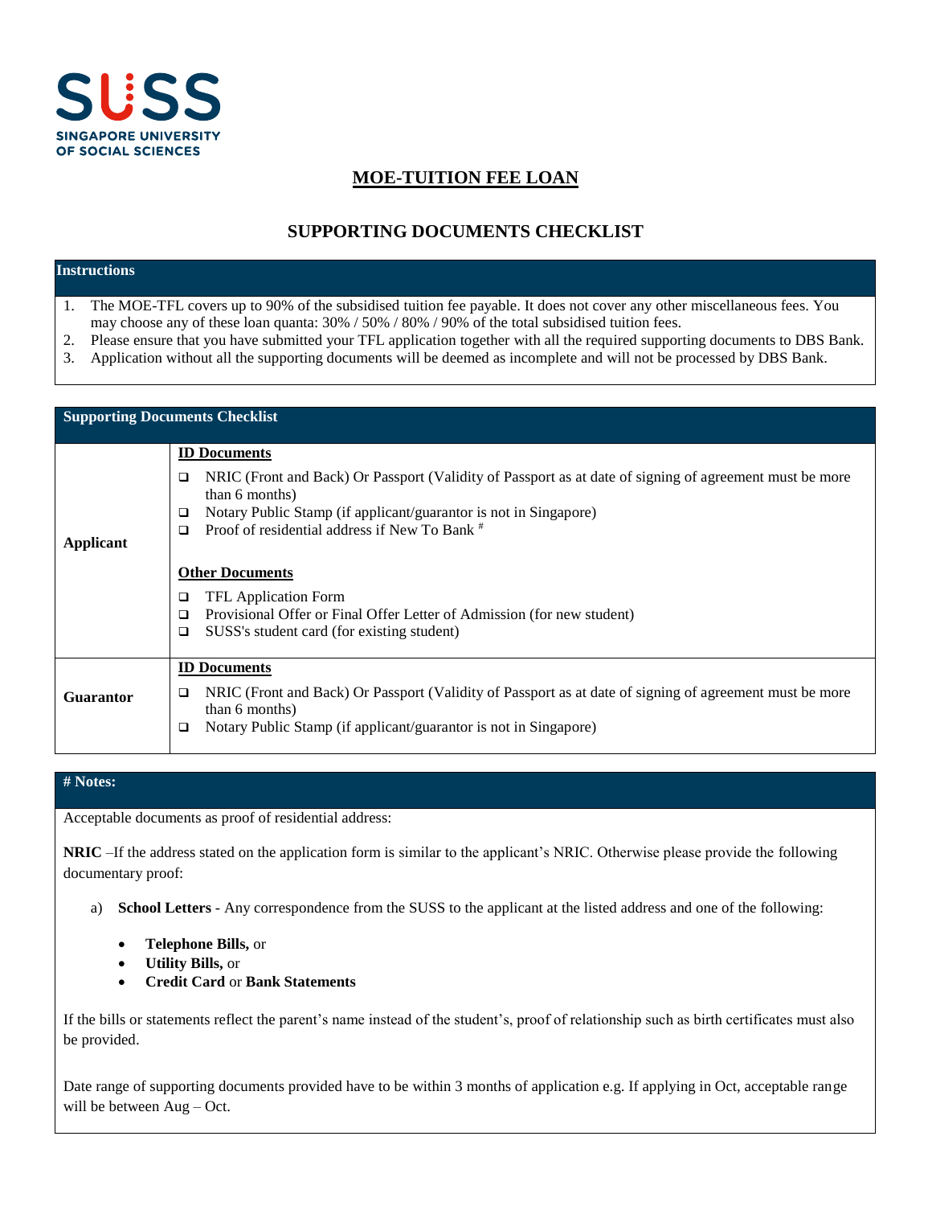SUSS
SINGAPORE UNIVERSITY OF SOCIAL SCIENCES

# MOE-TUITION FEE LOAN

## SUPPORTING DOCUMENTS CHECKLIST

**Instructions**

1. The MOE-TFL covers up to 90% of the subsidised tuition fee payable. It does not cover any other miscellaneous fees. You may choose any of these loan quanta: 30% / 50% / 80% / 90% of the total subsidised tuition fees.
2. Please ensure that you have submitted your TFL application together with all the required supporting documents to DBS Bank.
3. Application without all the supporting documents will be deemed as incomplete and will not be processed by DBS Bank.

| Supporting Documents Checklist | |
|---|---|
| **Applicant** | **ID Documents**<br>❑ NRIC (Front and Back) Or Passport (Validity of Passport as at date of signing of agreement must be more than 6 months)<br>❑ Notary Public Stamp (if applicant/guarantor is not in Singapore)<br>❑ Proof of residential address if New To Bank #<br><br>**Other Documents**<br>❑ TFL Application Form<br>❑ Provisional Offer or Final Offer Letter of Admission (for new student)<br>❑ SUSS's student card (for existing student) |
| **Guarantor** | **ID Documents**<br>❑ NRIC (Front and Back) Or Passport (Validity of Passport as at date of signing of agreement must be more than 6 months)<br>❑ Notary Public Stamp (if applicant/guarantor is not in Singapore) |

**# Notes:**

Acceptable documents as proof of residential address:

**NRIC** –If the address stated on the application form is similar to the applicant's NRIC. Otherwise please provide the following documentary proof:

a) **School Letters** - Any correspondence from the SUSS to the applicant at the listed address and one of the following:
   - **Telephone Bills,** or
   - **Utility Bills,** or
   - **Credit Card** or **Bank Statements**

If the bills or statements reflect the parent's name instead of the student's, proof of relationship such as birth certificates must also be provided.

Date range of supporting documents provided have to be within 3 months of application e.g. If applying in Oct, acceptable range will be between Aug – Oct.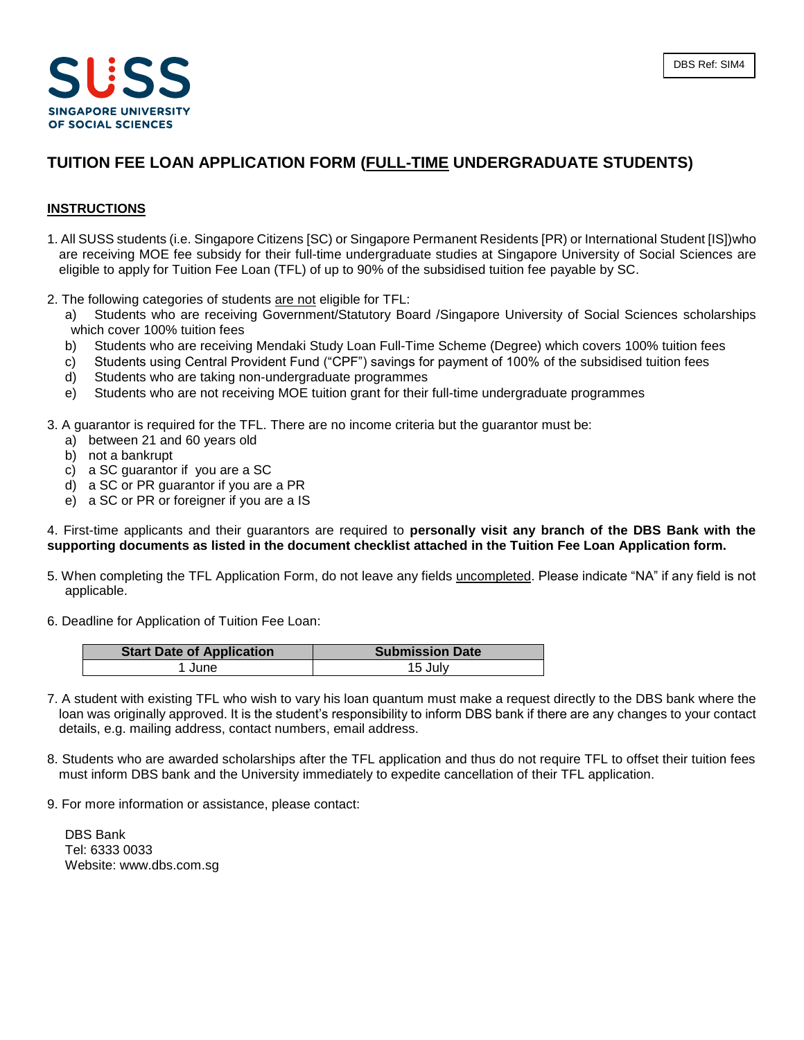SUSS
SINGAPORE UNIVERSITY
OF SOCIAL SCIENCES

DBS Ref: SIM4

# TUITION FEE LOAN APPLICATION FORM (<u>FULL-TIME</u> UNDERGRADUATE STUDENTS)

## <u>INSTRUCTIONS</u>

1. All SUSS students (i.e. Singapore Citizens [SC] or Singapore Permanent Residents [PR] or International Student [IS])who are receiving MOE fee subsidy for their full-time undergraduate studies at Singapore University of Social Sciences are eligible to apply for Tuition Fee Loan (TFL) of up to 90% of the subsidised tuition fee payable by SC.

2. The following categories of students <u>are not</u> eligible for TFL:
   a) Students who are receiving Government/Statutory Board /Singapore University of Social Sciences scholarships which cover 100% tuition fees
   b) Students who are receiving Mendaki Study Loan Full-Time Scheme (Degree) which covers 100% tuition fees
   c) Students using Central Provident Fund ("CPF") savings for payment of 100% of the subsidised tuition fees
   d) Students who are taking non-undergraduate programmes
   e) Students who are not receiving MOE tuition grant for their full-time undergraduate programmes

3. A guarantor is required for the TFL. There are no income criteria but the guarantor must be:
   a) between 21 and 60 years old
   b) not a bankrupt
   c) a SC guarantor if you are a SC
   d) a SC or PR guarantor if you are a PR
   e) a SC or PR or foreigner if you are a IS

4. First-time applicants and their guarantors are required to **personally visit any branch of the DBS Bank with the supporting documents as listed in the document checklist attached in the Tuition Fee Loan Application form.**

5. When completing the TFL Application Form, do not leave any fields <u>uncompleted</u>. Please indicate "NA" if any field is not applicable.

6. Deadline for Application of Tuition Fee Loan:

| Start Date of Application | Submission Date |
|---|---|
| 1 June | 15 July |

7. A student with existing TFL who wish to vary his loan quantum must make a request directly to the DBS bank where the loan was originally approved. It is the student's responsibility to inform DBS bank if there are any changes to your contact details, e.g. mailing address, contact numbers, email address.

8. Students who are awarded scholarships after the TFL application and thus do not require TFL to offset their tuition fees must inform DBS bank and the University immediately to expedite cancellation of their TFL application.

9. For more information or assistance, please contact:

   DBS Bank
   Tel: 6333 0033
   Website: www.dbs.com.sg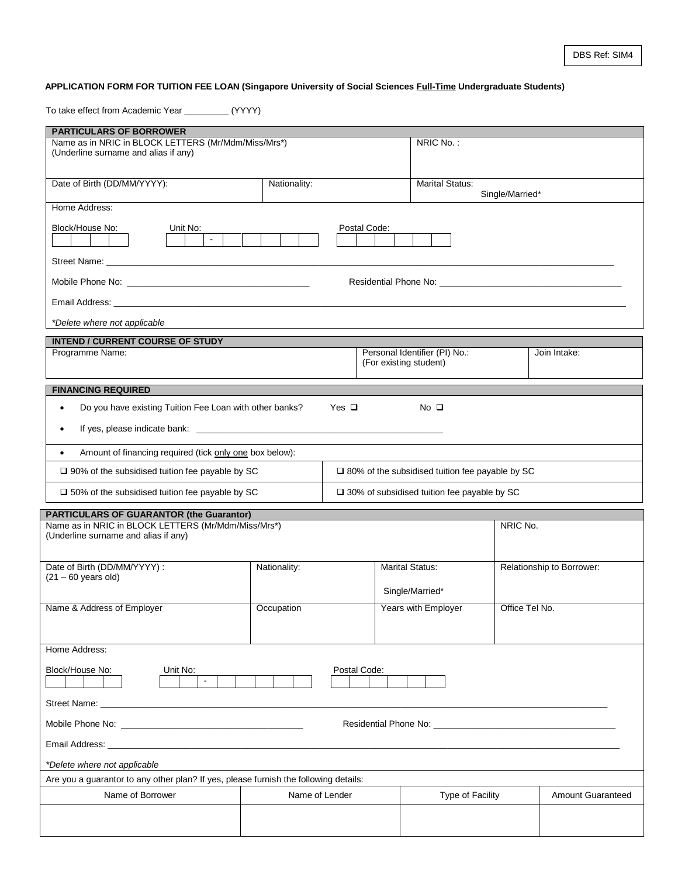DBS Ref: SIM4

**APPLICATION FORM FOR TUITION FEE LOAN (Singapore University of Social Sciences Full-Time Undergraduate Students)**

To take effect from Academic Year _________ (YYYY)

| **PARTICULARS OF BORROWER** | | |
|---|---|---|
| Name as in NRIC in BLOCK LETTERS (Mr/Mdm/Miss/Mrs*) (Underline surname and alias if any) | | NRIC No. : |
| Date of Birth (DD/MM/YYYY): | Nationality: | Marital Status: Single/Married* |

Home Address:

Block/House No: ☐☐☐☐ Unit No: ☐☐☐ - ☐☐☐☐☐ Postal Code: ☐☐☐☐☐☐

Street Name: ____________________________________________

Mobile Phone No: ______________________ Residential Phone No: ______________________

Email Address: ____________________________________________

*Delete where not applicable*

| **INTEND / CURRENT COURSE OF STUDY** | | |
|---|---|---|
| Programme Name: | Personal Identifier (PI) No.: (For existing student) | Join Intake: |

**FINANCING REQUIRED**

- Do you have existing Tuition Fee Loan with other banks? Yes ☐ No ☐
- If yes, please indicate bank: ______________________
- Amount of financing required (tick only one box below):

| | |
|---|---|
| ☐ 90% of the subsidised tuition fee payable by SC | ☐ 80% of the subsidised tuition fee payable by SC |
| ☐ 50% of the subsidised tuition fee payable by SC | ☐ 30% of subsidised tuition fee payable by SC |

| **PARTICULARS OF GUARANTOR (the Guarantor)** | | | |
|---|---|---|---|
| Name as in NRIC in BLOCK LETTERS (Mr/Mdm/Miss/Mrs*) (Underline surname and alias if any) | | | NRIC No. |
| Date of Birth (DD/MM/YYYY) : (21 – 60 years old) | Nationality: | Marital Status: Single/Married* | Relationship to Borrower: |
| Name & Address of Employer | Occupation | Years with Employer | Office Tel No. |

Home Address:

Block/House No: ☐☐☐☐ Unit No: ☐☐☐ - ☐☐☐☐☐ Postal Code: ☐☐☐☐☐☐

Street Name: ____________________________________________

Mobile Phone No: ______________________ Residential Phone No: ______________________

Email Address: ____________________________________________

*Delete where not applicable*

Are you a guarantor to any other plan? If yes, please furnish the following details:

| Name of Borrower | Name of Lender | Type of Facility | Amount Guaranteed |
|---|---|---|---|
| | | | |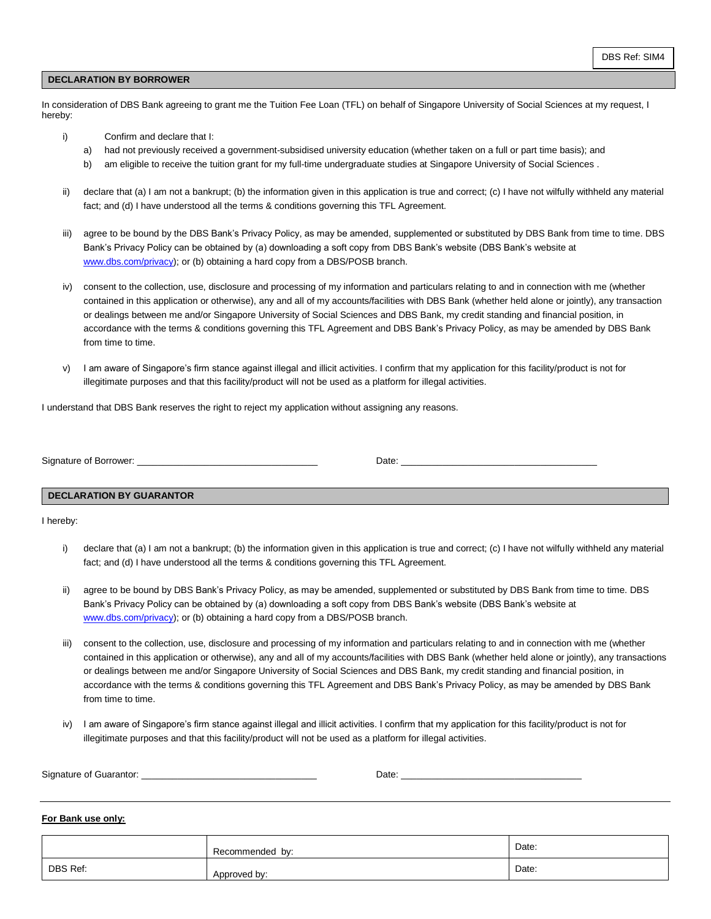DBS Ref: SIM4

## DECLARATION BY BORROWER

In consideration of DBS Bank agreeing to grant me the Tuition Fee Loan (TFL) on behalf of Singapore University of Social Sciences at my request, I hereby:

i) Confirm and declare that I:
   a) had not previously received a government-subsidised university education (whether taken on a full or part time basis); and
   b) am eligible to receive the tuition grant for my full-time undergraduate studies at Singapore University of Social Sciences .

ii) declare that (a) I am not a bankrupt; (b) the information given in this application is true and correct; (c) I have not wilfully withheld any material fact; and (d) I have understood all the terms & conditions governing this TFL Agreement.

iii) agree to be bound by the DBS Bank's Privacy Policy, as may be amended, supplemented or substituted by DBS Bank from time to time. DBS Bank's Privacy Policy can be obtained by (a) downloading a soft copy from DBS Bank's website (DBS Bank's website at www.dbs.com/privacy); or (b) obtaining a hard copy from a DBS/POSB branch.

iv) consent to the collection, use, disclosure and processing of my information and particulars relating to and in connection with me (whether contained in this application or otherwise), any and all of my accounts/facilities with DBS Bank (whether held alone or jointly), any transaction or dealings between me and/or Singapore University of Social Sciences and DBS Bank, my credit standing and financial position, in accordance with the terms & conditions governing this TFL Agreement and DBS Bank's Privacy Policy, as may be amended by DBS Bank from time to time.

v) I am aware of Singapore's firm stance against illegal and illicit activities. I confirm that my application for this facility/product is not for illegitimate purposes and that this facility/product will not be used as a platform for illegal activities.

I understand that DBS Bank reserves the right to reject my application without assigning any reasons.

Signature of Borrower: ______________________________ Date: ______________________________

## DECLARATION BY GUARANTOR

I hereby:

i) declare that (a) I am not a bankrupt; (b) the information given in this application is true and correct; (c) I have not wilfully withheld any material fact; and (d) I have understood all the terms & conditions governing this TFL Agreement.

ii) agree to be bound by DBS Bank's Privacy Policy, as may be amended, supplemented or substituted by DBS Bank from time to time. DBS Bank's Privacy Policy can be obtained by (a) downloading a soft copy from DBS Bank's website (DBS Bank's website at www.dbs.com/privacy); or (b) obtaining a hard copy from a DBS/POSB branch.

iii) consent to the collection, use, disclosure and processing of my information and particulars relating to and in connection with me (whether contained in this application or otherwise), any and all of my accounts/facilities with DBS Bank (whether held alone or jointly), any transactions or dealings between me and/or Singapore University of Social Sciences and DBS Bank, my credit standing and financial position, in accordance with the terms & conditions governing this TFL Agreement and DBS Bank's Privacy Policy, as may be amended by DBS Bank from time to time.

iv) I am aware of Singapore's firm stance against illegal and illicit activities. I confirm that my application for this facility/product is not for illegitimate purposes and that this facility/product will not be used as a platform for illegal activities.

Signature of Guarantor: ______________________________ Date: ______________________________

**For Bank use only:**

| | Recommended by: | Date: |
|---|---|---|
| DBS Ref: | Approved by: | Date: |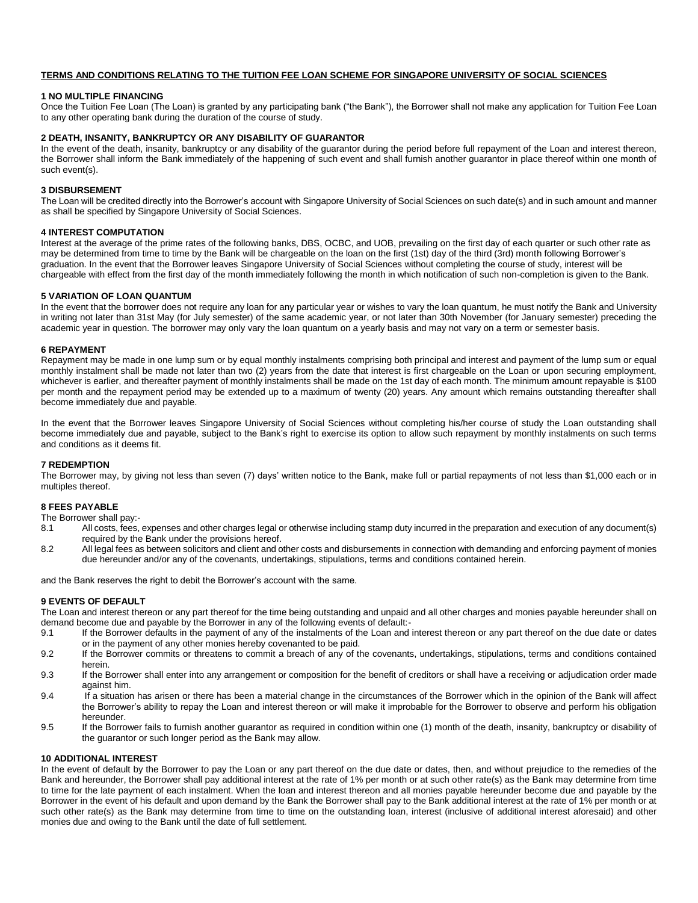**TERMS AND CONDITIONS RELATING TO THE TUITION FEE LOAN SCHEME FOR SINGAPORE UNIVERSITY OF SOCIAL SCIENCES**

**1 NO MULTIPLE FINANCING**

Once the Tuition Fee Loan (The Loan) is granted by any participating bank ("the Bank"), the Borrower shall not make any application for Tuition Fee Loan to any other operating bank during the duration of the course of study.

**2 DEATH, INSANITY, BANKRUPTCY OR ANY DISABILITY OF GUARANTOR**

In the event of the death, insanity, bankruptcy or any disability of the guarantor during the period before full repayment of the Loan and interest thereon, the Borrower shall inform the Bank immediately of the happening of such event and shall furnish another guarantor in place thereof within one month of such event(s).

**3 DISBURSEMENT**

The Loan will be credited directly into the Borrower's account with Singapore University of Social Sciences on such date(s) and in such amount and manner as shall be specified by Singapore University of Social Sciences.

**4 INTEREST COMPUTATION**

Interest at the average of the prime rates of the following banks, DBS, OCBC, and UOB, prevailing on the first day of each quarter or such other rate as may be determined from time to time by the Bank will be chargeable on the loan on the first (1st) day of the third (3rd) month following Borrower's graduation. In the event that the Borrower leaves Singapore University of Social Sciences without completing the course of study, interest will be chargeable with effect from the first day of the month immediately following the month in which notification of such non-completion is given to the Bank.

**5 VARIATION OF LOAN QUANTUM**

In the event that the borrower does not require any loan for any particular year or wishes to vary the loan quantum, he must notify the Bank and University in writing not later than 31st May (for July semester) of the same academic year, or not later than 30th November (for January semester) preceding the academic year in question. The borrower may only vary the loan quantum on a yearly basis and may not vary on a term or semester basis.

**6 REPAYMENT**

Repayment may be made in one lump sum or by equal monthly instalments comprising both principal and interest and payment of the lump sum or equal monthly instalment shall be made not later than two (2) years from the date that interest is first chargeable on the Loan or upon securing employment, whichever is earlier, and thereafter payment of monthly instalments shall be made on the 1st day of each month. The minimum amount repayable is $100 per month and the repayment period may be extended up to a maximum of twenty (20) years. Any amount which remains outstanding thereafter shall become immediately due and payable.

In the event that the Borrower leaves Singapore University of Social Sciences without completing his/her course of study the Loan outstanding shall become immediately due and payable, subject to the Bank's right to exercise its option to allow such repayment by monthly instalments on such terms and conditions as it deems fit.

**7 REDEMPTION**

The Borrower may, by giving not less than seven (7) days' written notice to the Bank, make full or partial repayments of not less than $1,000 each or in multiples thereof.

**8 FEES PAYABLE**

The Borrower shall pay:-

8.1 All costs, fees, expenses and other charges legal or otherwise including stamp duty incurred in the preparation and execution of any document(s) required by the Bank under the provisions hereof.

8.2 All legal fees as between solicitors and client and other costs and disbursements in connection with demanding and enforcing payment of monies due hereunder and/or any of the covenants, undertakings, stipulations, terms and conditions contained herein.

and the Bank reserves the right to debit the Borrower's account with the same.

**9 EVENTS OF DEFAULT**

The Loan and interest thereon or any part thereof for the time being outstanding and unpaid and all other charges and monies payable hereunder shall on demand become due and payable by the Borrower in any of the following events of default:-

9.1 If the Borrower defaults in the payment of any of the instalments of the Loan and interest thereon or any part thereof on the due date or dates or in the payment of any other monies hereby covenanted to be paid.

9.2 If the Borrower commits or threatens to commit a breach of any of the covenants, undertakings, stipulations, terms and conditions contained herein.

9.3 If the Borrower shall enter into any arrangement or composition for the benefit of creditors or shall have a receiving or adjudication order made against him.

9.4 If a situation has arisen or there has been a material change in the circumstances of the Borrower which in the opinion of the Bank will affect the Borrower's ability to repay the Loan and interest thereon or will make it improbable for the Borrower to observe and perform his obligation hereunder.

9.5 If the Borrower fails to furnish another guarantor as required in condition within one (1) month of the death, insanity, bankruptcy or disability of the guarantor or such longer period as the Bank may allow.

**10 ADDITIONAL INTEREST**

In the event of default by the Borrower to pay the Loan or any part thereof on the due date or dates, then, and without prejudice to the remedies of the Bank and hereunder, the Borrower shall pay additional interest at the rate of 1% per month or at such other rate(s) as the Bank may determine from time to time for the late payment of each instalment. When the loan and interest thereon and all monies payable hereunder become due and payable by the Borrower in the event of his default and upon demand by the Bank the Borrower shall pay to the Bank additional interest at the rate of 1% per month or at such other rate(s) as the Bank may determine from time to time on the outstanding loan, interest (inclusive of additional interest aforesaid) and other monies due and owing to the Bank until the date of full settlement.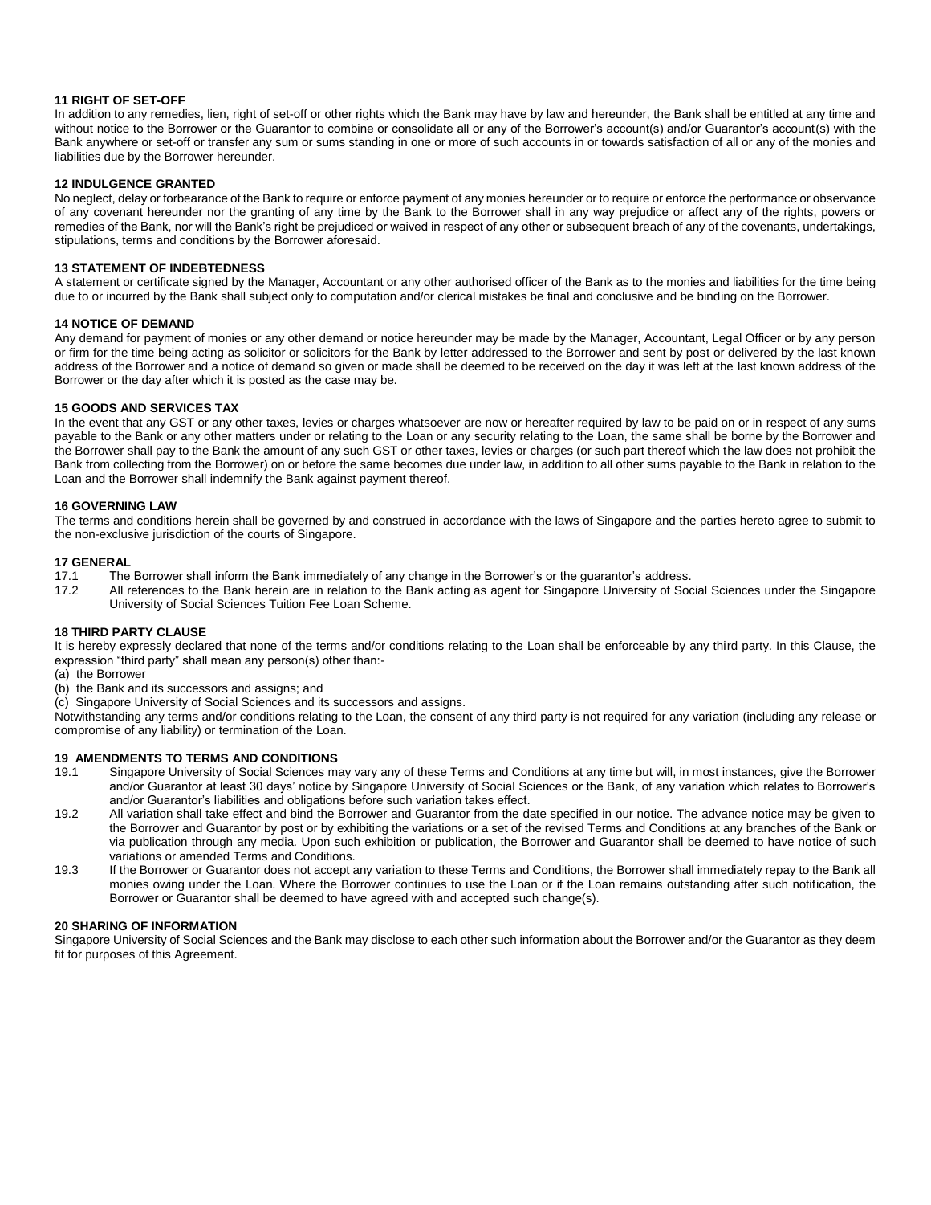**11 RIGHT OF SET-OFF**

In addition to any remedies, lien, right of set-off or other rights which the Bank may have by law and hereunder, the Bank shall be entitled at any time and without notice to the Borrower or the Guarantor to combine or consolidate all or any of the Borrower's account(s) and/or Guarantor's account(s) with the Bank anywhere or set-off or transfer any sum or sums standing in one or more of such accounts in or towards satisfaction of all or any of the monies and liabilities due by the Borrower hereunder.

**12 INDULGENCE GRANTED**

No neglect, delay or forbearance of the Bank to require or enforce payment of any monies hereunder or to require or enforce the performance or observance of any covenant hereunder nor the granting of any time by the Bank to the Borrower shall in any way prejudice or affect any of the rights, powers or remedies of the Bank, nor will the Bank's right be prejudiced or waived in respect of any other or subsequent breach of any of the covenants, undertakings, stipulations, terms and conditions by the Borrower aforesaid.

**13 STATEMENT OF INDEBTEDNESS**

A statement or certificate signed by the Manager, Accountant or any other authorised officer of the Bank as to the monies and liabilities for the time being due to or incurred by the Bank shall subject only to computation and/or clerical mistakes be final and conclusive and be binding on the Borrower.

**14 NOTICE OF DEMAND**

Any demand for payment of monies or any other demand or notice hereunder may be made by the Manager, Accountant, Legal Officer or by any person or firm for the time being acting as solicitor or solicitors for the Bank by letter addressed to the Borrower and sent by post or delivered by the last known address of the Borrower and a notice of demand so given or made shall be deemed to be received on the day it was left at the last known address of the Borrower or the day after which it is posted as the case may be.

**15 GOODS AND SERVICES TAX**

In the event that any GST or any other taxes, levies or charges whatsoever are now or hereafter required by law to be paid on or in respect of any sums payable to the Bank or any other matters under or relating to the Loan or any security relating to the Loan, the same shall be borne by the Borrower and the Borrower shall pay to the Bank the amount of any such GST or other taxes, levies or charges (or such part thereof which the law does not prohibit the Bank from collecting from the Borrower) on or before the same becomes due under law, in addition to all other sums payable to the Bank in relation to the Loan and the Borrower shall indemnify the Bank against payment thereof.

**16 GOVERNING LAW**

The terms and conditions herein shall be governed by and construed in accordance with the laws of Singapore and the parties hereto agree to submit to the non-exclusive jurisdiction of the courts of Singapore.

**17 GENERAL**

17.1 The Borrower shall inform the Bank immediately of any change in the Borrower's or the guarantor's address.

17.2 All references to the Bank herein are in relation to the Bank acting as agent for Singapore University of Social Sciences under the Singapore University of Social Sciences Tuition Fee Loan Scheme.

**18 THIRD PARTY CLAUSE**

It is hereby expressly declared that none of the terms and/or conditions relating to the Loan shall be enforceable by any third party. In this Clause, the expression "third party" shall mean any person(s) other than:-

(a) the Borrower
(b) the Bank and its successors and assigns; and
(c) Singapore University of Social Sciences and its successors and assigns.

Notwithstanding any terms and/or conditions relating to the Loan, the consent of any third party is not required for any variation (including any release or compromise of any liability) or termination of the Loan.

**19 AMENDMENTS TO TERMS AND CONDITIONS**

19.1 Singapore University of Social Sciences may vary any of these Terms and Conditions at any time but will, in most instances, give the Borrower and/or Guarantor at least 30 days' notice by Singapore University of Social Sciences or the Bank, of any variation which relates to Borrower's and/or Guarantor's liabilities and obligations before such variation takes effect.

19.2 All variation shall take effect and bind the Borrower and Guarantor from the date specified in our notice. The advance notice may be given to the Borrower and Guarantor by post or by exhibiting the variations or a set of the revised Terms and Conditions at any branches of the Bank or via publication through any media. Upon such exhibition or publication, the Borrower and Guarantor shall be deemed to have notice of such variations or amended Terms and Conditions.

19.3 If the Borrower or Guarantor does not accept any variation to these Terms and Conditions, the Borrower shall immediately repay to the Bank all monies owing under the Loan. Where the Borrower continues to use the Loan or if the Loan remains outstanding after such notification, the Borrower or Guarantor shall be deemed to have agreed with and accepted such change(s).

**20 SHARING OF INFORMATION**

Singapore University of Social Sciences and the Bank may disclose to each other such information about the Borrower and/or the Guarantor as they deem fit for purposes of this Agreement.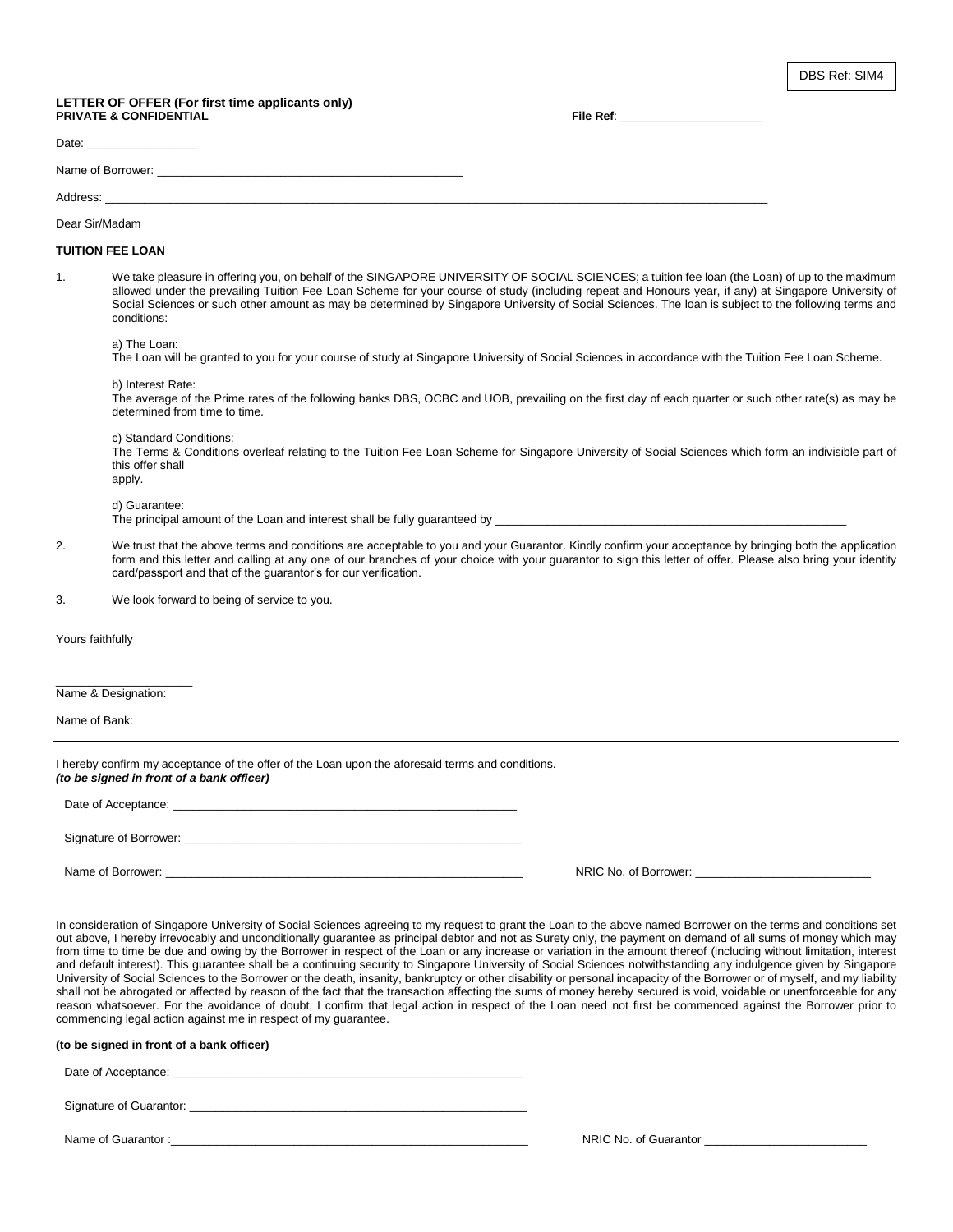DBS Ref: SIM4

**LETTER OF OFFER (For first time applicants only)**
**PRIVATE & CONFIDENTIAL**

**File Ref**: ______________________

Date: _________________

Name of Borrower: _______________________________________________

Address: ______________________________________________________________________________________________________________

Dear Sir/Madam

**TUITION FEE LOAN**

1. We take pleasure in offering you, on behalf of the SINGAPORE UNIVERSITY OF SOCIAL SCIENCES; a tuition fee loan (the Loan) of up to the maximum allowed under the prevailing Tuition Fee Loan Scheme for your course of study (including repeat and Honours year, if any) at Singapore University of Social Sciences or such other amount as may be determined by Singapore University of Social Sciences. The loan is subject to the following terms and conditions:

   a) The Loan:
   The Loan will be granted to you for your course of study at Singapore University of Social Sciences in accordance with the Tuition Fee Loan Scheme.

   b) Interest Rate:
   The average of the Prime rates of the following banks DBS, OCBC and UOB, prevailing on the first day of each quarter or such other rate(s) as may be determined from time to time.

   c) Standard Conditions:
   The Terms & Conditions overleaf relating to the Tuition Fee Loan Scheme for Singapore University of Social Sciences which form an indivisible part of this offer shall
   apply.

   d) Guarantee:
   The principal amount of the Loan and interest shall be fully guaranteed by _________________________________________________________

2. We trust that the above terms and conditions are acceptable to you and your Guarantor. Kindly confirm your acceptance by bringing both the application form and this letter and calling at any one of our branches of your choice with your guarantor to sign this letter of offer. Please also bring your identity card/passport and that of the guarantor's for our verification.

3. We look forward to being of service to you.

Yours faithfully

______________________
Name & Designation:

Name of Bank:

---

I hereby confirm my acceptance of the offer of the Loan upon the aforesaid terms and conditions.
***(to be signed in front of a bank officer)***

Date of Acceptance: _______________________________________________________

Signature of Borrower: _____________________________________________________

Name of Borrower: _________________________________________________________ NRIC No. of Borrower: ___________________________

---

In consideration of Singapore University of Social Sciences agreeing to my request to grant the Loan to the above named Borrower on the terms and conditions set out above, I hereby irrevocably and unconditionally guarantee as principal debtor and not as Surety only, the payment on demand of all sums of money which may from time to time be due and owing by the Borrower in respect of the Loan or any increase or variation in the amount thereof (including without limitation, interest and default interest). This guarantee shall be a continuing security to Singapore University of Social Sciences notwithstanding any indulgence given by Singapore University of Social Sciences to the Borrower or the death, insanity, bankruptcy or other disability or personal incapacity of the Borrower or of myself, and my liability shall not be abrogated or affected by reason of the fact that the transaction affecting the sums of money hereby secured is void, voidable or unenforceable for any reason whatsoever. For the avoidance of doubt, I confirm that legal action in respect of the Loan need not first be commenced against the Borrower prior to commencing legal action against me in respect of my guarantee.

**(to be signed in front of a bank officer)**

Date of Acceptance: _______________________________________________________

Signature of Guarantor: _____________________________________________________

Name of Guarantor :_________________________________________________________ NRIC No. of Guarantor _________________________